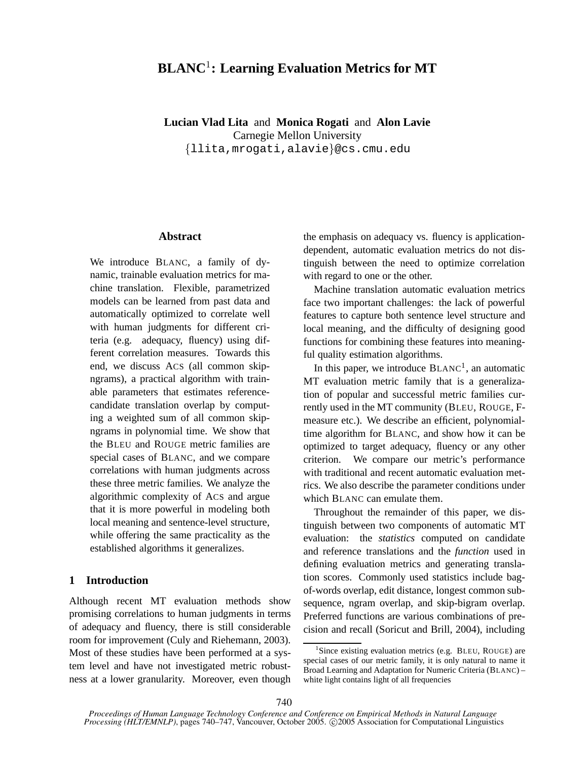# BLANC[1]: Learning Evaluation Metrics for MT

**Lucian Vlad Lita** and **Monica Rogati** and **Alon Lavie**
Carnegie Mellon University
{llita,mrogati,alavie}@cs.cmu.edu

## Abstract

We introduce BLANC, a family of dynamic, trainable evaluation metrics for machine translation. Flexible, parametrized models can be learned from past data and automatically optimized to correlate well with human judgments for different criteria (e.g. adequacy, fluency) using different correlation measures. Towards this end, we discuss ACS (all common skip-ngrams), a practical algorithm with trainable parameters that estimates reference-candidate translation overlap by computing a weighted sum of all common skip-ngrams in polynomial time. We show that the BLEU and ROUGE metric families are special cases of BLANC, and we compare correlations with human judgments across these three metric families. We analyze the algorithmic complexity of ACS and argue that it is more powerful in modeling both local meaning and sentence-level structure, while offering the same practicality as the established algorithms it generalizes.

## 1 Introduction

Although recent MT evaluation methods show promising correlations to human judgments in terms of adequacy and fluency, there is still considerable room for improvement (Culy and Riehemann, 2003). Most of these studies have been performed at a system level and have not investigated metric robustness at a lower granularity. Moreover, even though the emphasis on adequacy vs. fluency is application-dependent, automatic evaluation metrics do not distinguish between the need to optimize correlation with regard to one or the other.

Machine translation automatic evaluation metrics face two important challenges: the lack of powerful features to capture both sentence level structure and local meaning, and the difficulty of designing good functions for combining these features into meaningful quality estimation algorithms.

In this paper, we introduce BLANC[1], an automatic MT evaluation metric family that is a generalization of popular and successful metric families currently used in the MT community (BLEU, ROUGE, F-measure etc.). We describe an efficient, polynomial-time algorithm for BLANC, and show how it can be optimized to target adequacy, fluency or any other criterion. We compare our metric's performance with traditional and recent automatic evaluation metrics. We also describe the parameter conditions under which BLANC can emulate them.

Throughout the remainder of this paper, we distinguish between two components of automatic MT evaluation: the *statistics* computed on candidate and reference translations and the *function* used in defining evaluation metrics and generating translation scores. Commonly used statistics include bag-of-words overlap, edit distance, longest common subsequence, ngram overlap, and skip-bigram overlap. Preferred functions are various combinations of precision and recall (Soricut and Brill, 2004), including

[1] Since existing evaluation metrics (e.g. BLEU, ROUGE) are special cases of our metric family, it is only natural to name it Broad Learning and Adaptation for Numeric Criteria (BLANC) – white light contains light of all frequencies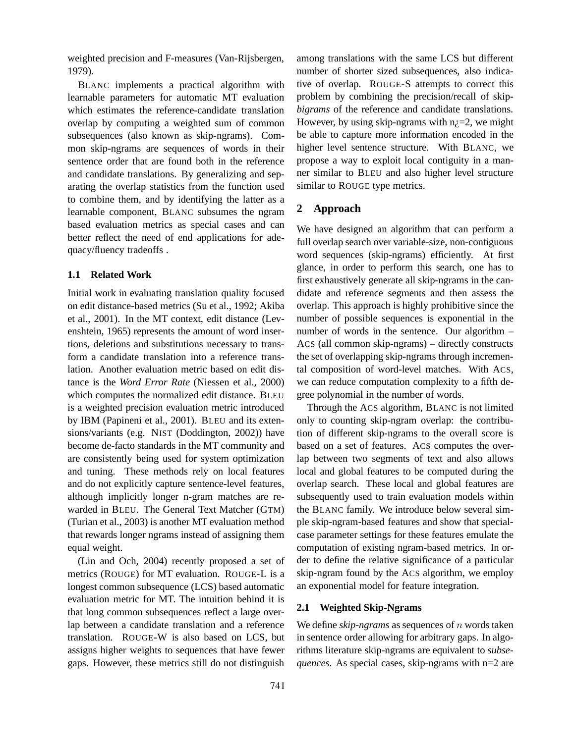weighted precision and F-measures (Van-Rijsbergen, 1979).

BLANC implements a practical algorithm with learnable parameters for automatic MT evaluation which estimates the reference-candidate translation overlap by computing a weighted sum of common subsequences (also known as skip-ngrams). Common skip-ngrams are sequences of words in their sentence order that are found both in the reference and candidate translations. By generalizing and separating the overlap statistics from the function used to combine them, and by identifying the latter as a learnable component, BLANC subsumes the ngram based evaluation metrics as special cases and can better reflect the need of end applications for adequacy/fluency tradeoffs .

### 1.1 Related Work

Initial work in evaluating translation quality focused on edit distance-based metrics (Su et al., 1992; Akiba et al., 2001). In the MT context, edit distance (Levenshtein, 1965) represents the amount of word insertions, deletions and substitutions necessary to transform a candidate translation into a reference translation. Another evaluation metric based on edit distance is the *Word Error Rate* (Niessen et al., 2000) which computes the normalized edit distance. BLEU is a weighted precision evaluation metric introduced by IBM (Papineni et al., 2001). BLEU and its extensions/variants (e.g. NIST (Doddington, 2002)) have become de-facto standards in the MT community and are consistently being used for system optimization and tuning. These methods rely on local features and do not explicitly capture sentence-level features, although implicitly longer n-gram matches are rewarded in BLEU. The General Text Matcher (GTM) (Turian et al., 2003) is another MT evaluation method that rewards longer ngrams instead of assigning them equal weight.

(Lin and Och, 2004) recently proposed a set of metrics (ROUGE) for MT evaluation. ROUGE-L is a longest common subsequence (LCS) based automatic evaluation metric for MT. The intuition behind it is that long common subsequences reflect a large overlap between a candidate translation and a reference translation. ROUGE-W is also based on LCS, but assigns higher weights to sequences that have fewer gaps. However, these metrics still do not distinguish among translations with the same LCS but different number of shorter sized subsequences, also indicative of overlap. ROUGE-S attempts to correct this problem by combining the precision/recall of skip-*bigrams* of the reference and candidate translations. However, by using skip-ngrams with n¿=2, we might be able to capture more information encoded in the higher level sentence structure. With BLANC, we propose a way to exploit local contiguity in a manner similar to BLEU and also higher level structure similar to ROUGE type metrics.

## 2 Approach

We have designed an algorithm that can perform a full overlap search over variable-size, non-contiguous word sequences (skip-ngrams) efficiently. At first glance, in order to perform this search, one has to first exhaustively generate all skip-ngrams in the candidate and reference segments and then assess the overlap. This approach is highly prohibitive since the number of possible sequences is exponential in the number of words in the sentence. Our algorithm – ACS (all common skip-ngrams) – directly constructs the set of overlapping skip-ngrams through incremental composition of word-level matches. With ACS, we can reduce computation complexity to a fifth degree polynomial in the number of words.

Through the ACS algorithm, BLANC is not limited only to counting skip-ngram overlap: the contribution of different skip-ngrams to the overall score is based on a set of features. ACS computes the overlap between two segments of text and also allows local and global features to be computed during the overlap search. These local and global features are subsequently used to train evaluation models within the BLANC family. We introduce below several simple skip-ngram-based features and show that special-case parameter settings for these features emulate the computation of existing ngram-based metrics. In order to define the relative significance of a particular skip-ngram found by the ACS algorithm, we employ an exponential model for feature integration.

### 2.1 Weighted Skip-Ngrams

We define *skip-ngrams* as sequences of $n$ words taken in sentence order allowing for arbitrary gaps. In algorithms literature skip-ngrams are equivalent to *subsequences*. As special cases, skip-ngrams with n=2 are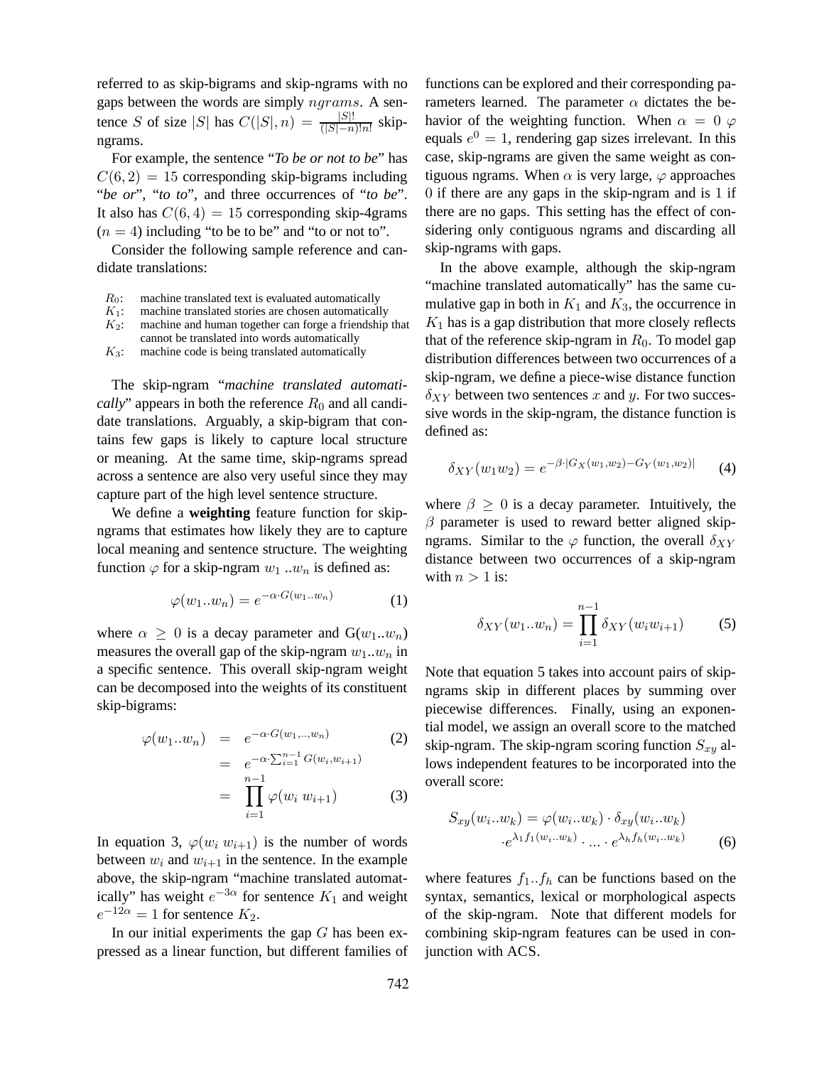referred to as skip-bigrams and skip-ngrams with no gaps between the words are simply $ngrams$. A sentence $S$ of size $|S|$ has $C(|S|, n) = \frac{|S|!}{(|S|-n)!n!}$ skip-ngrams.

For example, the sentence "***To be or not to be***" has $C(6, 2) = 15$ corresponding skip-bigrams including "*be or*", "*to to*", and three occurrences of "*to be*". It also has $C(6, 4) = 15$ corresponding skip-4grams ($n = 4$) including "to be to be" and "to or not to".

Consider the following sample reference and candidate translations:

$R_0$: machine translated text is evaluated automatically
$K_1$: machine translated stories are chosen automatically
$K_2$: machine and human together can forge a friendship that cannot be translated into words automatically
$K_3$: machine code is being translated automatically

The skip-ngram "*machine translated automatically*" appears in both the reference $R_0$ and all candidate translations. Arguably, a skip-bigram that contains few gaps is likely to capture local structure or meaning. At the same time, skip-ngrams spread across a sentence are also very useful since they may capture part of the high level sentence structure.

We define a **weighting** feature function for skip-ngrams that estimates how likely they are to capture local meaning and sentence structure. The weighting function $\varphi$ for a skip-ngram $w_1 ..w_n$ is defined as:

$$\varphi(w_1..w_n) = e^{-\alpha \cdot G(w_1..w_n)} \quad (1)$$

where $\alpha \geq 0$ is a decay parameter and G($w_1..w_n$) measures the overall gap of the skip-ngram $w_1..w_n$ in a specific sentence. This overall skip-ngram weight can be decomposed into the weights of its constituent skip-bigrams:

$$\begin{aligned} \varphi(w_1..w_n) &= e^{-\alpha \cdot G(w_1,..,w_n)} \quad (2) \\ &= e^{-\alpha \cdot \sum_{i=1}^{n-1} G(w_i, w_{i+1})} \\ &= \prod_{i=1}^{n-1} \varphi(w_i \; w_{i+1}) \quad (3) \end{aligned}$$

In equation 3, $\varphi(w_i \; w_{i+1})$ is the number of words between $w_i$ and $w_{i+1}$ in the sentence. In the example above, the skip-ngram "machine translated automatically" has weight $e^{-3\alpha}$ for sentence $K_1$ and weight $e^{-12\alpha} = 1$ for sentence $K_2$.

In our initial experiments the gap $G$ has been expressed as a linear function, but different families of functions can be explored and their corresponding parameters learned. The parameter $\alpha$ dictates the behavior of the weighting function. When $\alpha = 0$ $\varphi$ equals $e^0 = 1$, rendering gap sizes irrelevant. In this case, skip-ngrams are given the same weight as contiguous ngrams. When $\alpha$ is very large, $\varphi$ approaches $0$ if there are any gaps in the skip-ngram and is $1$ if there are no gaps. This setting has the effect of considering only contiguous ngrams and discarding all skip-ngrams with gaps.

In the above example, although the skip-ngram "machine translated automatically" has the same cumulative gap in both in $K_1$ and $K_3$, the occurrence in $K_1$ has is a gap distribution that more closely reflects that of the reference skip-ngram in $R_0$. To model gap distribution differences between two occurrences of a skip-ngram, we define a piece-wise distance function $\delta_{XY}$ between two sentences $x$ and $y$. For two successive words in the skip-ngram, the distance function is defined as:

$$\delta_{XY}(w_1 w_2) = e^{-\beta \cdot |G_X(w_1,w_2) - G_Y(w_1,w_2)|} \quad (4)$$

where $\beta \geq 0$ is a decay parameter. Intuitively, the $\beta$ parameter is used to reward better aligned skip-ngrams. Similar to the $\varphi$ function, the overall $\delta_{XY}$ distance between two occurrences of a skip-ngram with $n > 1$ is:

$$\delta_{XY}(w_1..w_n) = \prod_{i=1}^{n-1} \delta_{XY}(w_i w_{i+1}) \quad (5)$$

Note that equation 5 takes into account pairs of skip-ngrams skip in different places by summing over piecewise differences. Finally, using an exponential model, we assign an overall score to the matched skip-ngram. The skip-ngram scoring function $S_{xy}$ allows independent features to be incorporated into the overall score:

$$\begin{aligned} S_{xy}(w_i..w_k) &= \varphi(w_i..w_k) \cdot \delta_{xy}(w_i..w_k) \\ &\cdot e^{\lambda_1 f_1(w_i..w_k)} \cdot ... \cdot e^{\lambda_h f_h(w_i..w_k)} \quad (6) \end{aligned}$$

where features $f_1..f_h$ can be functions based on the syntax, semantics, lexical or morphological aspects of the skip-ngram. Note that different models for combining skip-ngram features can be used in conjunction with ACS.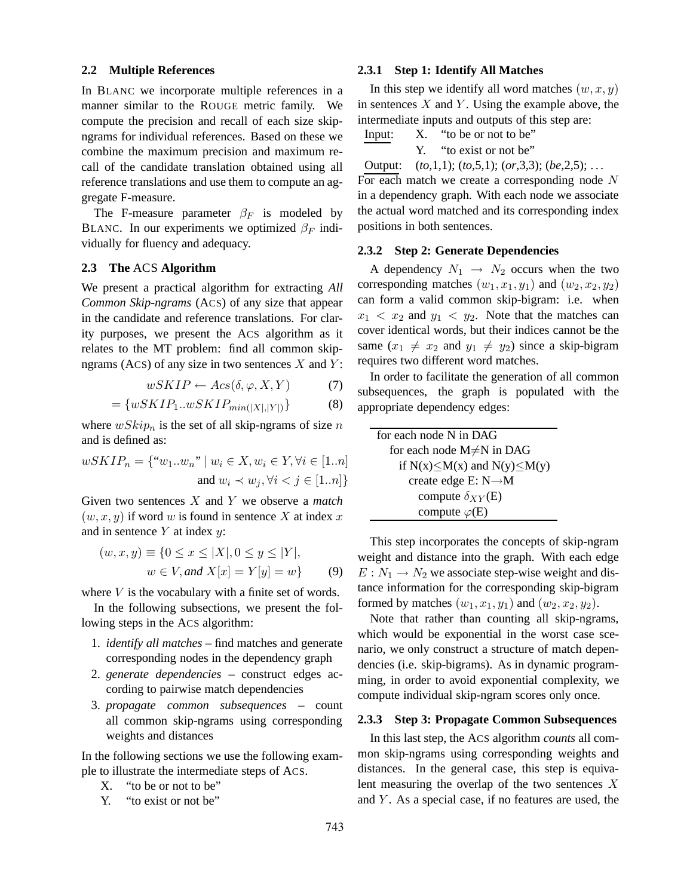### 2.2 Multiple References

In BLANC we incorporate multiple references in a manner similar to the ROUGE metric family. We compute the precision and recall of each size skip-ngrams for individual references. Based on these we combine the maximum precision and maximum recall of the candidate translation obtained using all reference translations and use them to compute an aggregate F-measure.

The F-measure parameter $\beta_F$ is modeled by BLANC. In our experiments we optimized $\beta_F$ individually for fluency and adequacy.

### 2.3 The ACS Algorithm

We present a practical algorithm for extracting *All Common Skip-ngrams* (ACS) of any size that appear in the candidate and reference translations. For clarity purposes, we present the ACS algorithm as it relates to the MT problem: find all common skip-ngrams (ACS) of any size in two sentences $X$ and $Y$:

$$wSKIP \leftarrow Acs(\delta, \varphi, X, Y) \tag{7}$$

$$= \{wSKIP_1..wSKIP_{min(|X|,|Y|)}\} \tag{8}$$

where $wSkip_n$ is the set of all skip-ngrams of size $n$ and is defined as:

$$wSKIP_n = \{\text{“}w_1..w_n\text{”} \mid w_i \in X, w_i \in Y, \forall i \in [1..n] \text{ and } w_i \prec w_j, \forall i < j \in [1..n]\}$$

Given two sentences $X$ and $Y$ we observe a *match* $(w, x, y)$ if word $w$ is found in sentence $X$ at index $x$ and in sentence $Y$ at index $y$:

$$(w, x, y) \equiv \{0 \leq x \leq |X|, 0 \leq y \leq |Y|, w \in V, \textit{and } X[x] = Y[y] = w\} \tag{9}$$

where $V$ is the vocabulary with a finite set of words.

In the following subsections, we present the following steps in the ACS algorithm:

1. *identify all matches* – find matches and generate corresponding nodes in the dependency graph
2. *generate dependencies* – construct edges according to pairwise match dependencies
3. *propagate common subsequences* – count all common skip-ngrams using corresponding weights and distances

In the following sections we use the following example to illustrate the intermediate steps of ACS.

X. “to be or not to be”
Y. “to exist or not be”

#### 2.3.1 Step 1: Identify All Matches

In this step we identify all word matches $(w, x, y)$ in sentences $X$ and $Y$. Using the example above, the intermediate inputs and outputs of this step are:

Input: X. “to be or not to be”
Y. “to exist or not be”
Output: (*to*,1,1); (*to*,5,1); (*or*,3,3); (*be*,2,5); …

For each match we create a corresponding node $N$ in a dependency graph. With each node we associate the actual word matched and its corresponding index positions in both sentences.

#### 2.3.2 Step 2: Generate Dependencies

A dependency $N_1 \rightarrow N_2$ occurs when the two corresponding matches $(w_1, x_1, y_1)$ and $(w_2, x_2, y_2)$ can form a valid common skip-bigram: i.e. when $x_1 < x_2$ and $y_1 < y_2$. Note that the matches can cover identical words, but their indices cannot be the same ($x_1 \neq x_2$ and $y_1 \neq y_2$) since a skip-bigram requires two different word matches.

In order to facilitate the generation of all common subsequences, the graph is populated with the appropriate dependency edges:

```
for each node N in DAG
  for each node M≠N in DAG
    if N(x)≤M(x) and N(y)≤M(y)
      create edge E: N→M
        compute δ_XY(E)
        compute φ(E)
```

This step incorporates the concepts of skip-ngram weight and distance into the graph. With each edge $E : N_1 \rightarrow N_2$ we associate step-wise weight and distance information for the corresponding skip-bigram formed by matches $(w_1, x_1, y_1)$ and $(w_2, x_2, y_2)$.

Note that rather than counting all skip-ngrams, which would be exponential in the worst case scenario, we only construct a structure of match dependencies (i.e. skip-bigrams). As in dynamic programming, in order to avoid exponential complexity, we compute individual skip-ngram scores only once.

#### 2.3.3 Step 3: Propagate Common Subsequences

In this last step, the ACS algorithm *counts* all common skip-ngrams using corresponding weights and distances. In the general case, this step is equivalent measuring the overlap of the two sentences $X$ and $Y$. As a special case, if no features are used, the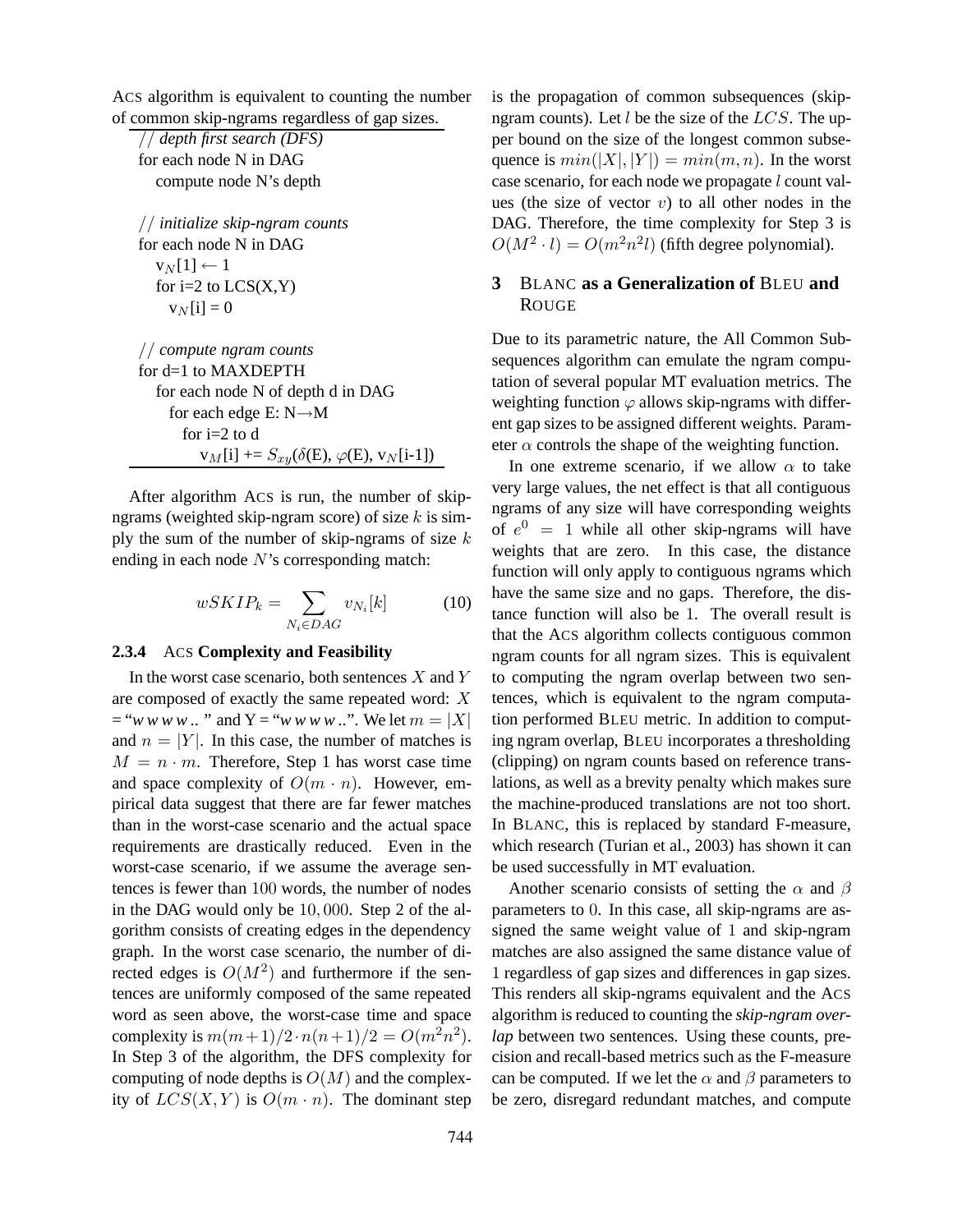ACS algorithm is equivalent to counting the number of common skip-ngrams regardless of gap sizes.

```
// depth first search (DFS)
for each node N in DAG
   compute node N's depth

// initialize skip-ngram counts
for each node N in DAG
   v_N[1] ← 1
   for i=2 to LCS(X,Y)
     v_N[i] = 0

// compute ngram counts
for d=1 to MAXDEPTH
   for each node N of depth d in DAG
     for each edge E: N→M
       for i=2 to d
          v_M[i] += S_xy(δ(E), φ(E), v_N[i-1])
```

After algorithm ACS is run, the number of skip-ngrams (weighted skip-ngram score) of size $k$ is simply the sum of the number of skip-ngrams of size $k$ ending in each node $N$'s corresponding match:

$$wSKIP_k = \sum_{N_i \in DAG} v_{N_i}[k] \tag{10}$$

#### 2.3.4 ACS Complexity and Feasibility

In the worst case scenario, both sentences $X$ and $Y$ are composed of exactly the same repeated word: $X$ = "*w w w w* .. " and Y = "*w w w w* ..". We let $m = |X|$ and $n = |Y|$. In this case, the number of matches is $M = n \cdot m$. Therefore, Step 1 has worst case time and space complexity of $O(m \cdot n)$. However, empirical data suggest that there are far fewer matches than in the worst-case scenario and the actual space requirements are drastically reduced. Even in the worst-case scenario, if we assume the average sentences is fewer than 100 words, the number of nodes in the DAG would only be $10,000$. Step 2 of the algorithm consists of creating edges in the dependency graph. In the worst case scenario, the number of directed edges is $O(M^2)$ and furthermore if the sentences are uniformly composed of the same repeated word as seen above, the worst-case time and space complexity is $m(m+1)/2 \cdot n(n+1)/2 = O(m^2n^2)$. In Step 3 of the algorithm, the DFS complexity for computing of node depths is $O(M)$ and the complexity of $LCS(X, Y)$ is $O(m \cdot n)$. The dominant step is the propagation of common subsequences (skip-ngram counts). Let $l$ be the size of the $LCS$. The upper bound on the size of the longest common subsequence is $min(|X|, |Y|) = min(m, n)$. In the worst case scenario, for each node we propagate $l$ count values (the size of vector $v$) to all other nodes in the DAG. Therefore, the time complexity for Step 3 is $O(M^2 \cdot l) = O(m^2n^2l)$ (fifth degree polynomial).

## 3 BLANC as a Generalization of BLEU and ROUGE

Due to its parametric nature, the All Common Subsequences algorithm can emulate the ngram computation of several popular MT evaluation metrics. The weighting function $\varphi$ allows skip-ngrams with different gap sizes to be assigned different weights. Parameter $\alpha$ controls the shape of the weighting function.

In one extreme scenario, if we allow $\alpha$ to take very large values, the net effect is that all contiguous ngrams of any size will have corresponding weights of $e^0 = 1$ while all other skip-ngrams will have weights that are zero. In this case, the distance function will only apply to contiguous ngrams which have the same size and no gaps. Therefore, the distance function will also be 1. The overall result is that the ACS algorithm collects contiguous common ngram counts for all ngram sizes. This is equivalent to computing the ngram overlap between two sentences, which is equivalent to the ngram computation performed BLEU metric. In addition to computing ngram overlap, BLEU incorporates a thresholding (clipping) on ngram counts based on reference translations, as well as a brevity penalty which makes sure the machine-produced translations are not too short. In BLANC, this is replaced by standard F-measure, which research (Turian et al., 2003) has shown it can be used successfully in MT evaluation.

Another scenario consists of setting the $\alpha$ and $\beta$ parameters to 0. In this case, all skip-ngrams are assigned the same weight value of 1 and skip-ngram matches are also assigned the same distance value of 1 regardless of gap sizes and differences in gap sizes. This renders all skip-ngrams equivalent and the ACS algorithm is reduced to counting the *skip-ngram overlap* between two sentences. Using these counts, precision and recall-based metrics such as the F-measure can be computed. If we let the $\alpha$ and $\beta$ parameters to be zero, disregard redundant matches, and compute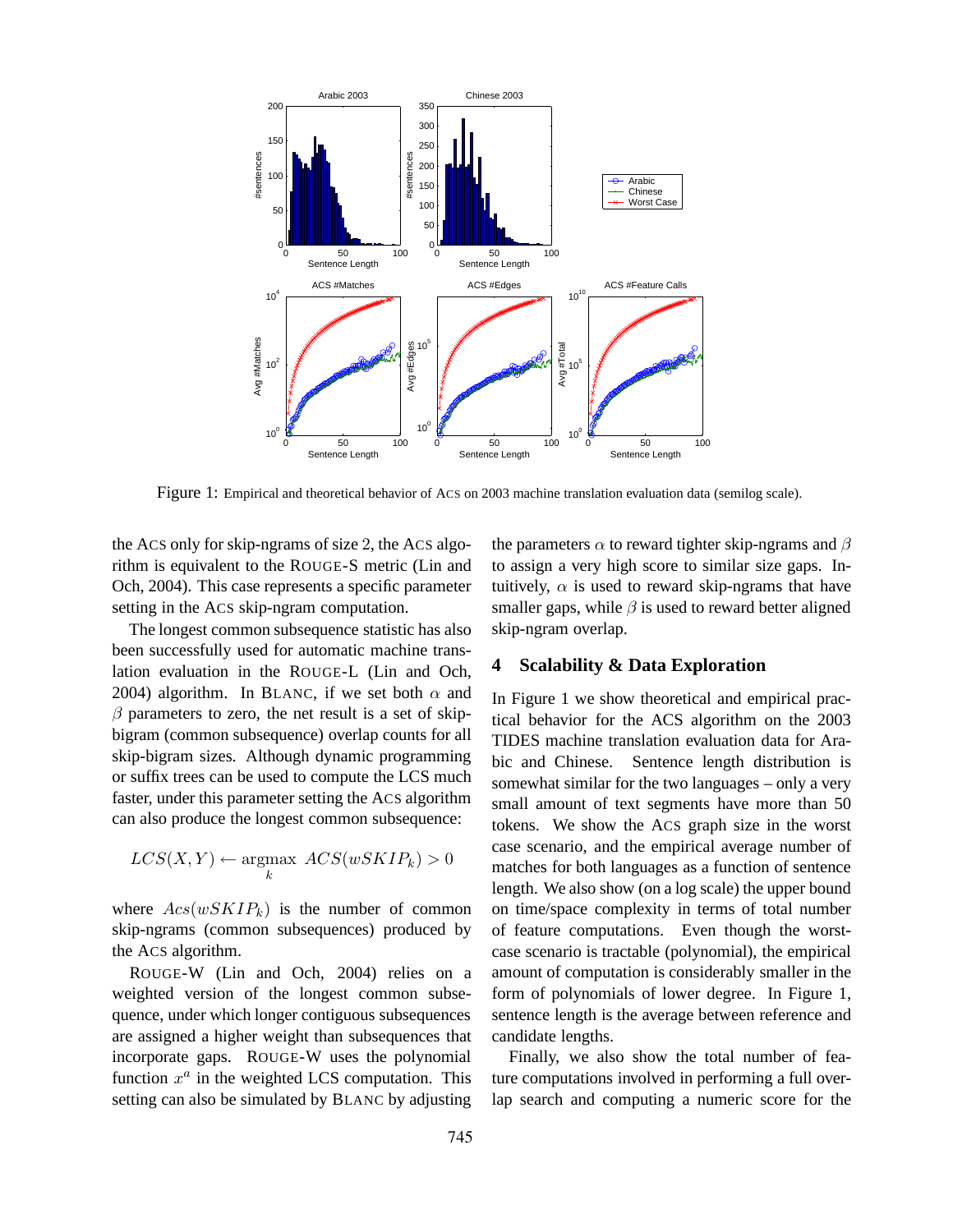Figure 1: Empirical and theoretical behavior of ACS on 2003 machine translation evaluation data (semilog scale).

the ACS only for skip-ngrams of size 2, the ACS algorithm is equivalent to the ROUGE-S metric (Lin and Och, 2004). This case represents a specific parameter setting in the ACS skip-ngram computation.

The longest common subsequence statistic has also been successfully used for automatic machine translation evaluation in the ROUGE-L (Lin and Och, 2004) algorithm. In BLANC, if we set both $\alpha$ and $\beta$ parameters to zero, the net result is a set of skip-bigram (common subsequence) overlap counts for all skip-bigram sizes. Although dynamic programming or suffix trees can be used to compute the LCS much faster, under this parameter setting the ACS algorithm can also produce the longest common subsequence:

$$LCS(X,Y) \leftarrow \underset{k}{\operatorname{argmax}}\ ACS(wSKIP_k) > 0$$

where $Acs(wSKIP_k)$ is the number of common skip-ngrams (common subsequences) produced by the ACS algorithm.

ROUGE-W (Lin and Och, 2004) relies on a weighted version of the longest common subsequence, under which longer contiguous subsequences are assigned a higher weight than subsequences that incorporate gaps. ROUGE-W uses the polynomial function $x^a$ in the weighted LCS computation. This setting can also be simulated by BLANC by adjusting the parameters $\alpha$ to reward tighter skip-ngrams and $\beta$ to assign a very high score to similar size gaps. Intuitively, $\alpha$ is used to reward skip-ngrams that have smaller gaps, while $\beta$ is used to reward better aligned skip-ngram overlap.

## 4 Scalability & Data Exploration

In Figure 1 we show theoretical and empirical practical behavior for the ACS algorithm on the 2003 TIDES machine translation evaluation data for Arabic and Chinese. Sentence length distribution is somewhat similar for the two languages – only a very small amount of text segments have more than 50 tokens. We show the ACS graph size in the worst case scenario, and the empirical average number of matches for both languages as a function of sentence length. We also show (on a log scale) the upper bound on time/space complexity in terms of total number of feature computations. Even though the worst-case scenario is tractable (polynomial), the empirical amount of computation is considerably smaller in the form of polynomials of lower degree. In Figure 1, sentence length is the average between reference and candidate lengths.

Finally, we also show the total number of feature computations involved in performing a full overlap search and computing a numeric score for the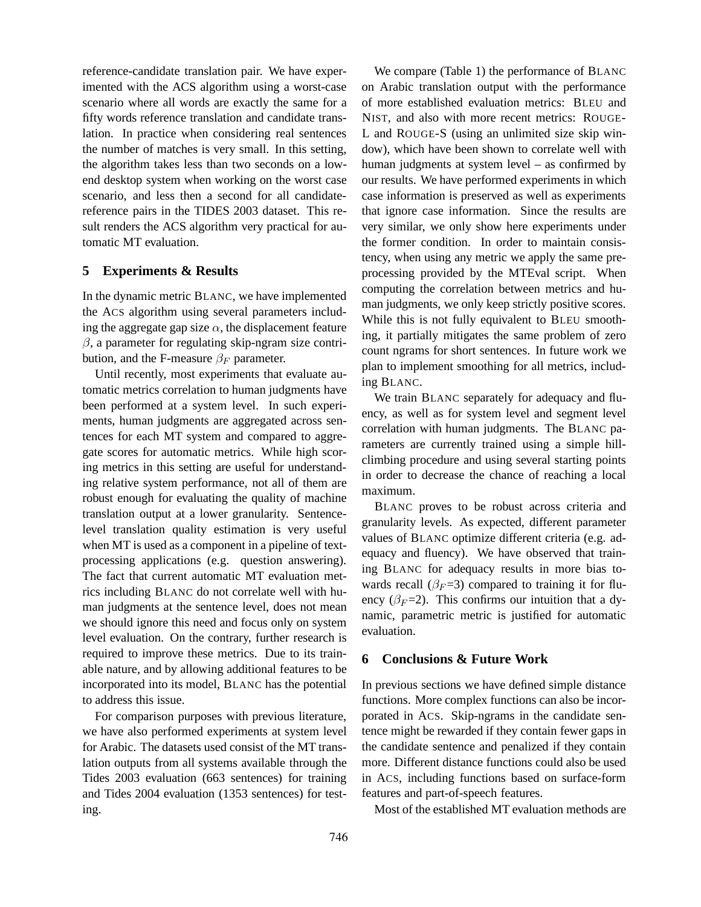reference-candidate translation pair. We have experimented with the ACS algorithm using a worst-case scenario where all words are exactly the same for a fifty words reference translation and candidate translation. In practice when considering real sentences the number of matches is very small. In this setting, the algorithm takes less than two seconds on a low-end desktop system when working on the worst case scenario, and less then a second for all candidate-reference pairs in the TIDES 2003 dataset. This result renders the ACS algorithm very practical for automatic MT evaluation.

## 5 Experiments & Results

In the dynamic metric BLANC, we have implemented the ACS algorithm using several parameters including the aggregate gap size $\alpha$, the displacement feature $\beta$, a parameter for regulating skip-ngram size contribution, and the F-measure $\beta_F$ parameter.

Until recently, most experiments that evaluate automatic metrics correlation to human judgments have been performed at a system level. In such experiments, human judgments are aggregated across sentences for each MT system and compared to aggregate scores for automatic metrics. While high scoring metrics in this setting are useful for understanding relative system performance, not all of them are robust enough for evaluating the quality of machine translation output at a lower granularity. Sentence-level translation quality estimation is very useful when MT is used as a component in a pipeline of text-processing applications (e.g. question answering). The fact that current automatic MT evaluation metrics including BLANC do not correlate well with human judgments at the sentence level, does not mean we should ignore this need and focus only on system level evaluation. On the contrary, further research is required to improve these metrics. Due to its trainable nature, and by allowing additional features to be incorporated into its model, BLANC has the potential to address this issue.

For comparison purposes with previous literature, we have also performed experiments at system level for Arabic. The datasets used consist of the MT translation outputs from all systems available through the Tides 2003 evaluation (663 sentences) for training and Tides 2004 evaluation (1353 sentences) for testing.

We compare (Table 1) the performance of BLANC on Arabic translation output with the performance of more established evaluation metrics: BLEU and NIST, and also with more recent metrics: ROUGE-L and ROUGE-S (using an unlimited size skip window), which have been shown to correlate well with human judgments at system level – as confirmed by our results. We have performed experiments in which case information is preserved as well as experiments that ignore case information. Since the results are very similar, we only show here experiments under the former condition. In order to maintain consistency, when using any metric we apply the same pre-processing provided by the MTEval script. When computing the correlation between metrics and human judgments, we only keep strictly positive scores. While this is not fully equivalent to BLEU smoothing, it partially mitigates the same problem of zero count ngrams for short sentences. In future work we plan to implement smoothing for all metrics, including BLANC.

We train BLANC separately for adequacy and fluency, as well as for system level and segment level correlation with human judgments. The BLANC parameters are currently trained using a simple hill-climbing procedure and using several starting points in order to decrease the chance of reaching a local maximum.

BLANC proves to be robust across criteria and granularity levels. As expected, different parameter values of BLANC optimize different criteria (e.g. adequacy and fluency). We have observed that training BLANC for adequacy results in more bias towards recall ($\beta_F$=3) compared to training it for fluency ($\beta_F$=2). This confirms our intuition that a dynamic, parametric metric is justified for automatic evaluation.

## 6 Conclusions & Future Work

In previous sections we have defined simple distance functions. More complex functions can also be incorporated in ACS. Skip-ngrams in the candidate sentence might be rewarded if they contain fewer gaps in the candidate sentence and penalized if they contain more. Different distance functions could also be used in ACS, including functions based on surface-form features and part-of-speech features.

Most of the established MT evaluation methods are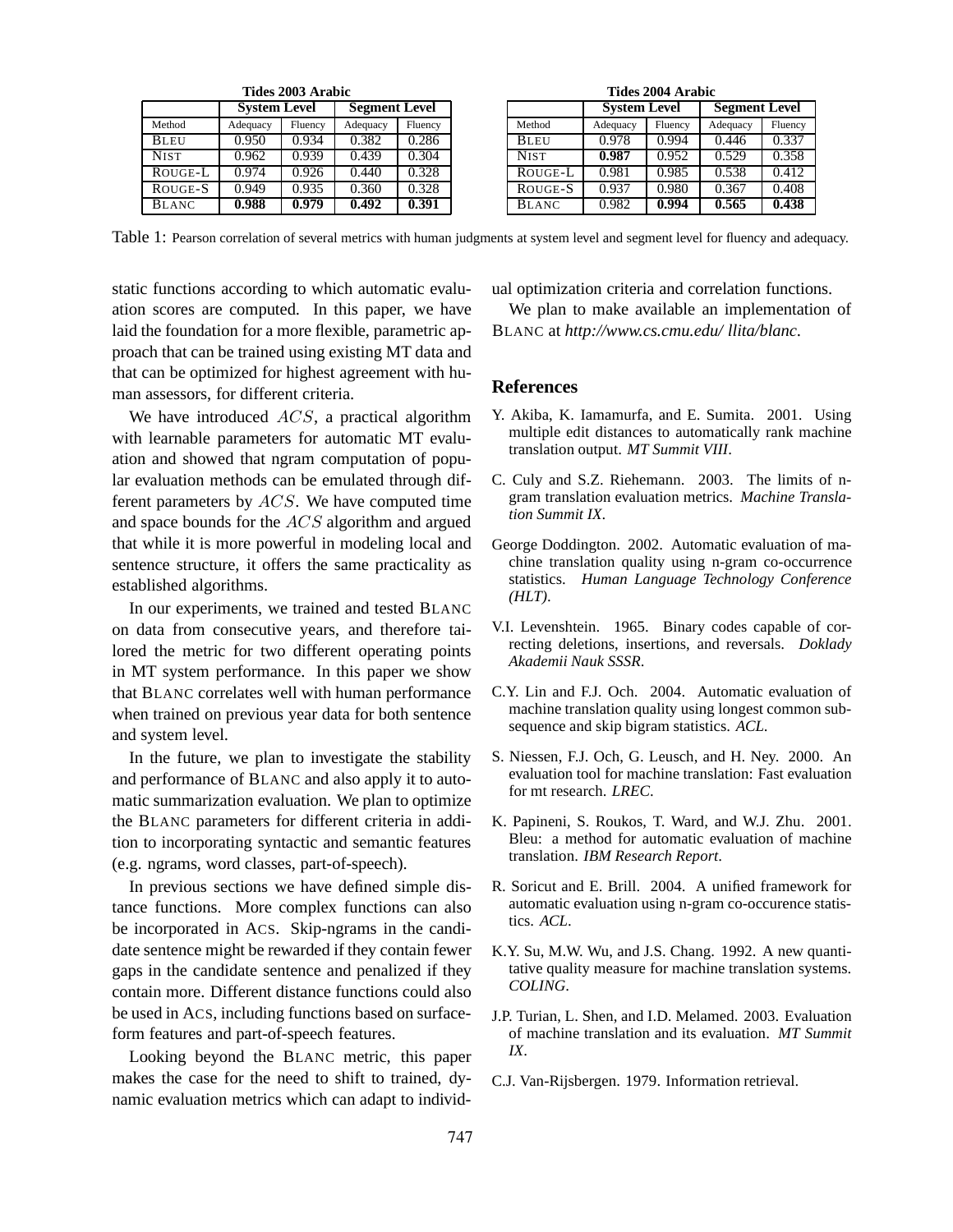**Tides 2003 Arabic**

| | System Level | | Segment Level | |
|---|---|---|---|---|
| Method | Adequacy | Fluency | Adequacy | Fluency |
| BLEU | 0.950 | 0.934 | 0.382 | 0.286 |
| NIST | 0.962 | 0.939 | 0.439 | 0.304 |
| ROUGE-L | 0.974 | 0.926 | 0.440 | 0.328 |
| ROUGE-S | 0.949 | 0.935 | 0.360 | 0.328 |
| BLANC | **0.988** | **0.979** | **0.492** | **0.391** |

**Tides 2004 Arabic**

| | System Level | | Segment Level | |
|---|---|---|---|---|
| Method | Adequacy | Fluency | Adequacy | Fluency |
| BLEU | 0.978 | 0.994 | 0.446 | 0.337 |
| NIST | **0.987** | 0.952 | 0.529 | 0.358 |
| ROUGE-L | 0.981 | 0.985 | 0.538 | 0.412 |
| ROUGE-S | 0.937 | 0.980 | 0.367 | 0.408 |
| BLANC | 0.982 | **0.994** | **0.565** | **0.438** |

Table 1: Pearson correlation of several metrics with human judgments at system level and segment level for fluency and adequacy.

static functions according to which automatic evaluation scores are computed. In this paper, we have laid the foundation for a more flexible, parametric approach that can be trained using existing MT data and that can be optimized for highest agreement with human assessors, for different criteria.

We have introduced $ACS$, a practical algorithm with learnable parameters for automatic MT evaluation and showed that ngram computation of popular evaluation methods can be emulated through different parameters by $ACS$. We have computed time and space bounds for the $ACS$ algorithm and argued that while it is more powerful in modeling local and sentence structure, it offers the same practicality as established algorithms.

In our experiments, we trained and tested BLANC on data from consecutive years, and therefore tailored the metric for two different operating points in MT system performance. In this paper we show that BLANC correlates well with human performance when trained on previous year data for both sentence and system level.

In the future, we plan to investigate the stability and performance of BLANC and also apply it to automatic summarization evaluation. We plan to optimize the BLANC parameters for different criteria in addition to incorporating syntactic and semantic features (e.g. ngrams, word classes, part-of-speech).

In previous sections we have defined simple distance functions. More complex functions can also be incorporated in ACS. Skip-ngrams in the candidate sentence might be rewarded if they contain fewer gaps in the candidate sentence and penalized if they contain more. Different distance functions could also be used in ACS, including functions based on surface-form features and part-of-speech features.

Looking beyond the BLANC metric, this paper makes the case for the need to shift to trained, dynamic evaluation metrics which can adapt to individual optimization criteria and correlation functions.

We plan to make available an implementation of BLANC at *http://www.cs.cmu.edu/ llita/blanc*.

## References

Y. Akiba, K. Iamamurfa, and E. Sumita. 2001. Using multiple edit distances to automatically rank machine translation output. *MT Summit VIII*.

C. Culy and S.Z. Riehemann. 2003. The limits of n-gram translation evaluation metrics. *Machine Translation Summit IX*.

George Doddington. 2002. Automatic evaluation of machine translation quality using n-gram co-occurrence statistics. *Human Language Technology Conference (HLT)*.

V.I. Levenshtein. 1965. Binary codes capable of correcting deletions, insertions, and reversals. *Doklady Akademii Nauk SSSR*.

C.Y. Lin and F.J. Och. 2004. Automatic evaluation of machine translation quality using longest common subsequence and skip bigram statistics. *ACL*.

S. Niessen, F.J. Och, G. Leusch, and H. Ney. 2000. An evaluation tool for machine translation: Fast evaluation for mt research. *LREC*.

K. Papineni, S. Roukos, T. Ward, and W.J. Zhu. 2001. Bleu: a method for automatic evaluation of machine translation. *IBM Research Report*.

R. Soricut and E. Brill. 2004. A unified framework for automatic evaluation using n-gram co-occurence statistics. *ACL*.

K.Y. Su, M.W. Wu, and J.S. Chang. 1992. A new quantitative quality measure for machine translation systems. *COLING*.

J.P. Turian, L. Shen, and I.D. Melamed. 2003. Evaluation of machine translation and its evaluation. *MT Summit IX*.

C.J. Van-Rijsbergen. 1979. Information retrieval.